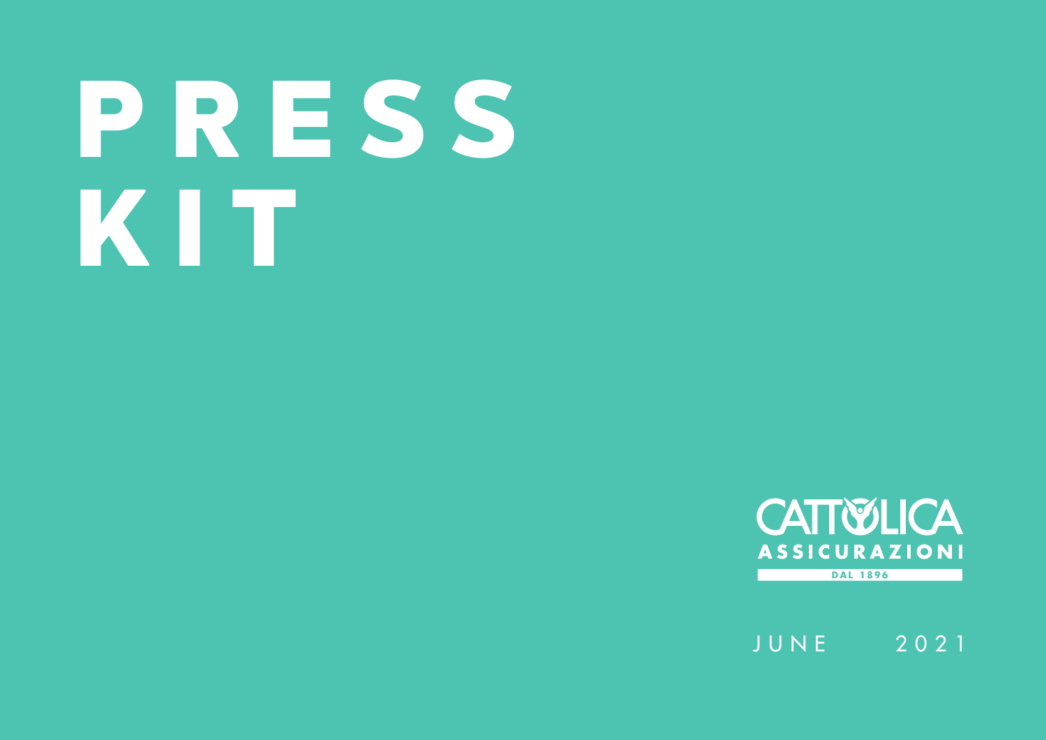# PRESS KIT

CATTOLICA
ASSICURAZIONI
DAL 1896

JUNE 2021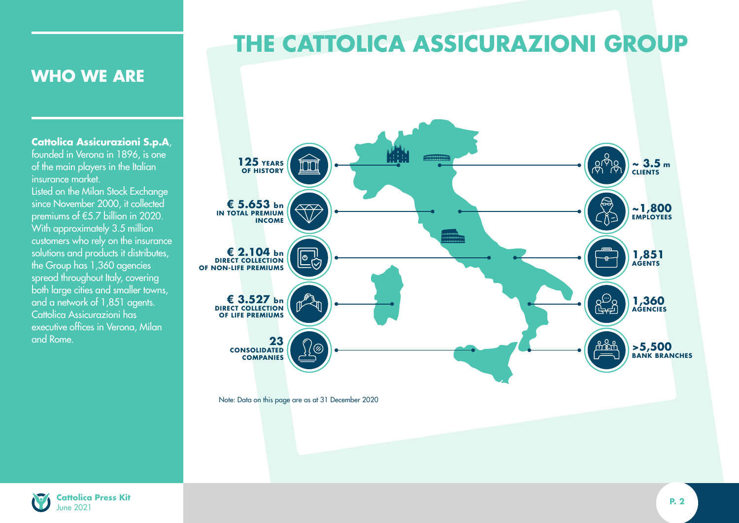## WHO WE ARE

**Cattolica Assicurazioni S.p.A**, founded in Verona in 1896, is one of the main players in the Italian insurance market.
Listed on the Milan Stock Exchange since November 2000, it collected premiums of €5.7 billion in 2020. With approximately 3.5 million customers who rely on the insurance solutions and products it distributes, the Group has 1,360 agencies spread throughout Italy, covering both large cities and smaller towns, and a network of 1,851 agents. Cattolica Assicurazioni has executive offices in Verona, Milan and Rome.

# THE CATTOLICA ASSICURAZIONI GROUP

- **125 YEARS** OF HISTORY
- **€ 5.653 bn** IN TOTAL PREMIUM INCOME
- **€ 2.104 bn** DIRECT COLLECTION OF NON-LIFE PREMIUMS
- **€ 3.527 bn** DIRECT COLLECTION OF LIFE PREMIUMS
- **23** CONSOLIDATED COMPANIES
- **~ 3.5 m** CLIENTS
- **~1,800** EMPLOYEES
- **1,851** AGENTS
- **1,360** AGENCIES
- **>5,500** BANK BRANCHES

Note: Data on this page are as at 31 December 2020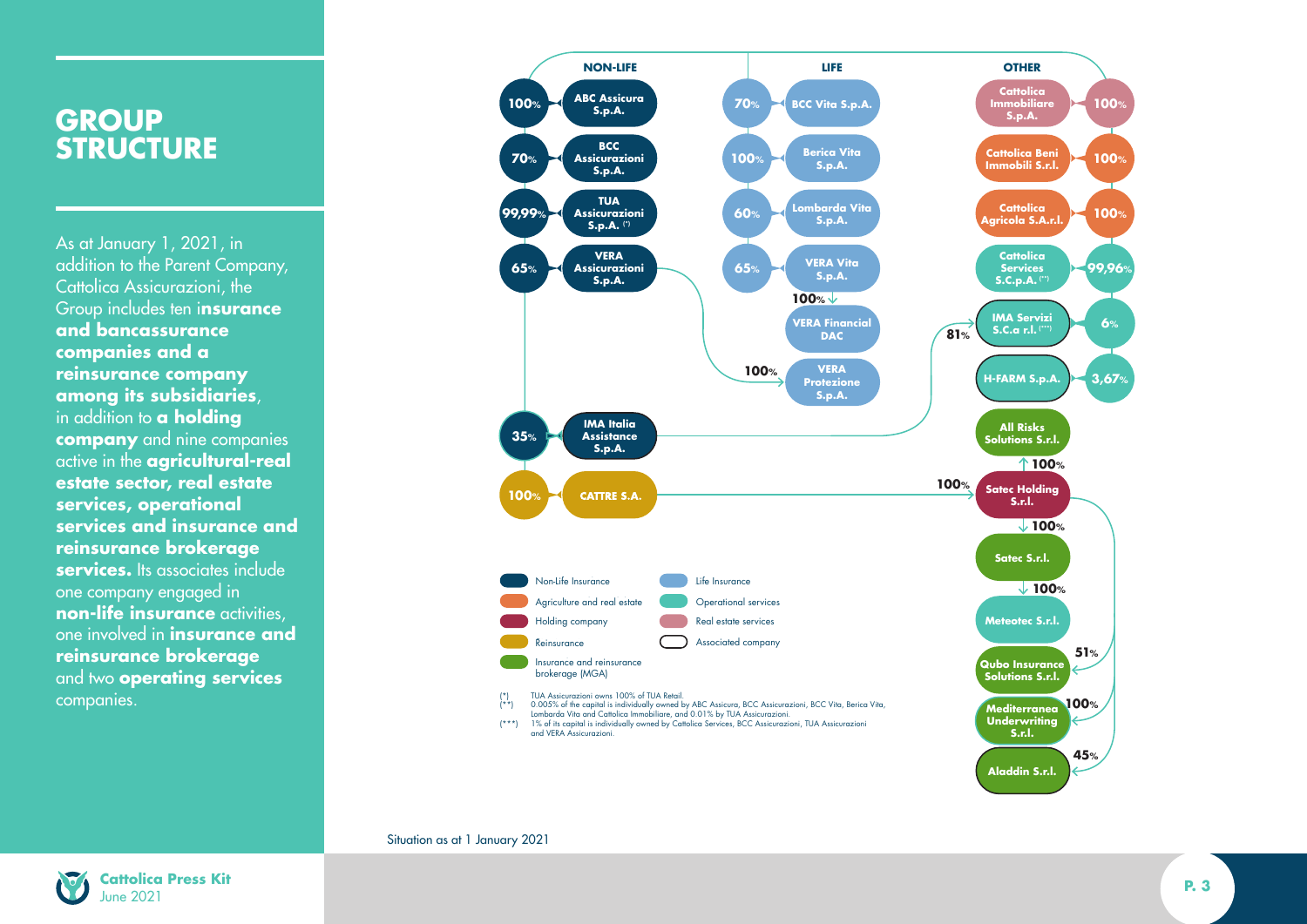# GROUP STRUCTURE

As at January 1, 2021, in addition to the Parent Company, Cattolica Assicurazioni, the Group includes ten i**nsurance and bancassurance companies and a reinsurance company among its subsidiaries**, in addition to **a holding company** and nine companies active in the **agricultural-real estate sector, real estate services, operational services and insurance and reinsurance brokerage services.** Its associates include one company engaged in **non-life insurance** activities, one involved in **insurance and reinsurance brokerage** and two **operating services** companies.

## NON-LIFE

- 100% ABC Assicura S.p.A.
- 70% BCC Assicurazioni S.p.A.
- 99,99% TUA Assicurazioni S.p.A. (*)
- 65% VERA Assicurazioni S.p.A.
  - 100% VERA Protezione S.p.A.
- 35% IMA Italia Assistance S.p.A.
  - 81% IMA Servizi S.C.a r.l. (***)
- 100% CATTRE S.A.
  - 100% Satec Holding S.r.l.

## LIFE

- 70% BCC Vita S.p.A.
- 100% Berica Vita S.p.A.
- 60% Lombarda Vita S.p.A.
- 65% VERA Vita S.p.A.
  - 100% VERA Financial DAC

## OTHER

- 100% Cattolica Immobiliare S.p.A.
- 100% Cattolica Beni Immobili S.r.l.
- 100% Cattolica Agricola S.A.r.l.
- 99,96% Cattolica Services S.C.p.A. (**)
- 6% IMA Servizi S.C.a r.l. (***)
- 3,67% H-FARM S.p.A.
- 100% Satec Holding S.r.l.
  - 100% All Risks Solutions S.r.l.
  - 100% Satec S.r.l.
    - 100% Meteotec S.r.l.
  - 51% Qubo Insurance Solutions S.r.l.
  - 100% Mediterranea Underwriting S.r.l.
  - 45% Aladdin S.r.l.

**Legend:**
- Non-Life Insurance
- Agriculture and real estate
- Holding company
- Reinsurance
- Insurance and reinsurance brokerage (MGA)
- Life Insurance
- Operational services
- Real estate services
- Associated company

(*) TUA Assicurazioni owns 100% of TUA Retail.
(**) 0.005% of the capital is individually owned by ABC Assicura, BCC Assicurazioni, BCC Vita, Berica Vita, Lombarda Vita and Cattolica Immobiliare, and 0.01% by TUA Assicurazioni.
(***) 1% of its capital is individually owned by Cattolica Services, BCC Assicurazioni, TUA Assicurazioni and VERA Assicurazioni.

Situation as at 1 January 2021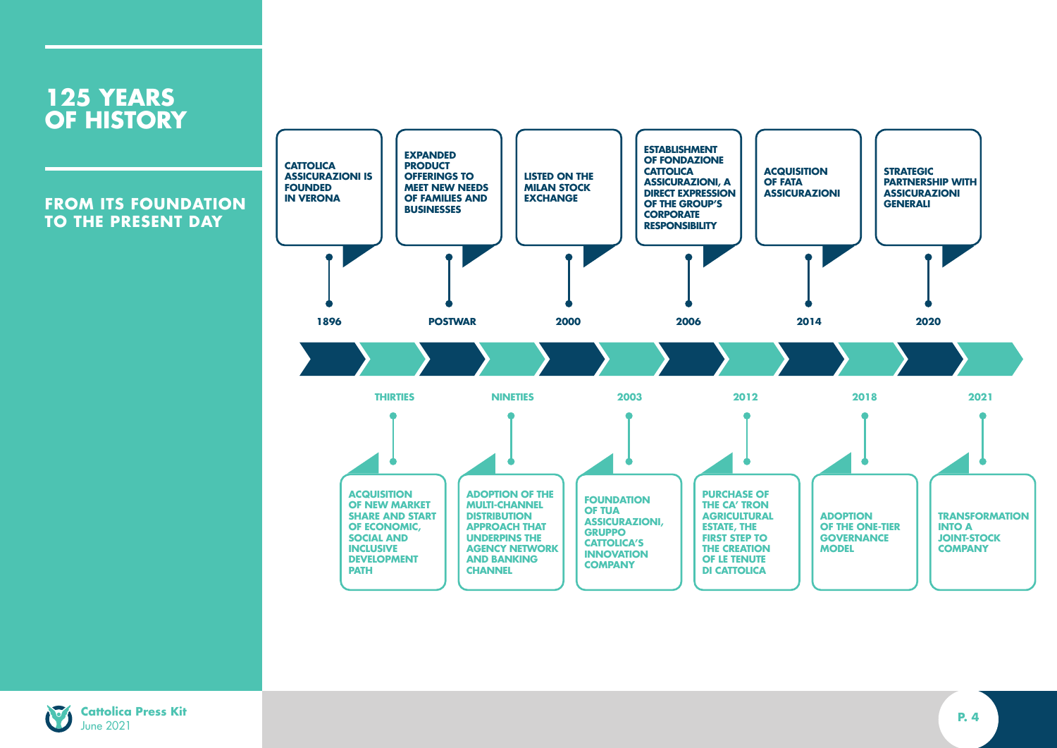# 125 YEARS OF HISTORY

## FROM ITS FOUNDATION TO THE PRESENT DAY

- **1896** – CATTOLICA ASSICURAZIONI IS FOUNDED IN VERONA
- **THIRTIES** – ACQUISITION OF NEW MARKET SHARE AND START OF ECONOMIC, SOCIAL AND INCLUSIVE DEVELOPMENT PATH
- **POSTWAR** – EXPANDED PRODUCT OFFERINGS TO MEET NEW NEEDS OF FAMILIES AND BUSINESSES
- **NINETIES** – ADOPTION OF THE MULTI-CHANNEL DISTRIBUTION APPROACH THAT UNDERPINS THE AGENCY NETWORK AND BANKING CHANNEL
- **2000** – LISTED ON THE MILAN STOCK EXCHANGE
- **2003** – FOUNDATION OF TUA ASSICURAZIONI, GRUPPO CATTOLICA'S INNOVATION COMPANY
- **2006** – ESTABLISHMENT OF FONDAZIONE CATTOLICA ASSICURAZIONI, A DIRECT EXPRESSION OF THE GROUP'S CORPORATE RESPONSIBILITY
- **2012** – PURCHASE OF THE CA' TRON AGRICULTURAL ESTATE, THE FIRST STEP TO THE CREATION OF LE TENUTE DI CATTOLICA
- **2014** – ACQUISITION OF FATA ASSICURAZIONI
- **2018** – ADOPTION OF THE ONE-TIER GOVERNANCE MODEL
- **2020** – STRATEGIC PARTNERSHIP WITH ASSICURAZIONI GENERALI
- **2021** – TRANSFORMATION INTO A JOINT-STOCK COMPANY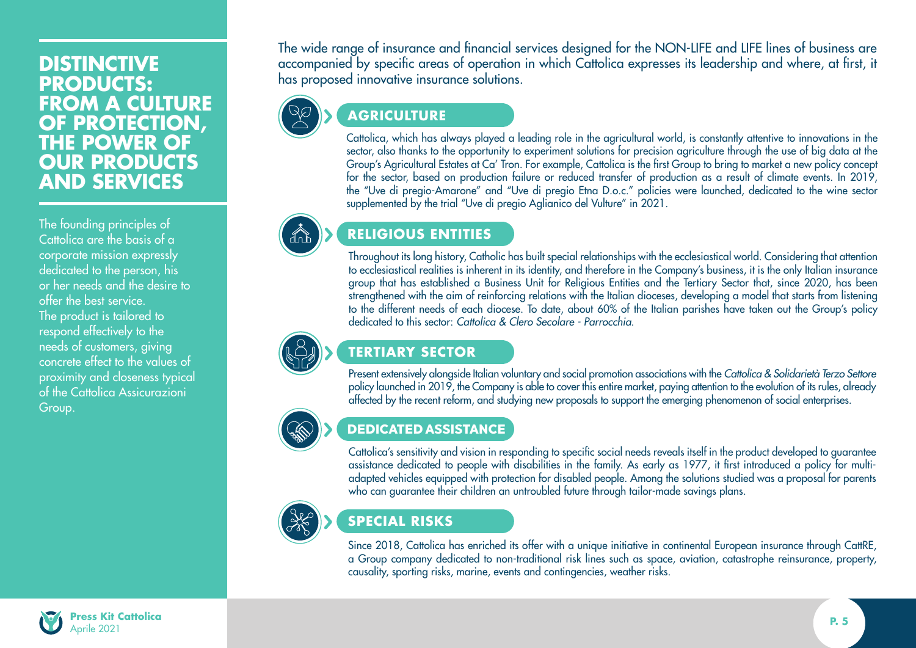# DISTINCTIVE PRODUCTS: FROM A CULTURE OF PROTECTION, THE POWER OF OUR PRODUCTS AND SERVICES

The founding principles of Cattolica are the basis of a corporate mission expressly dedicated to the person, his or her needs and the desire to offer the best service. The product is tailored to respond effectively to the needs of customers, giving concrete effect to the values of proximity and closeness typical of the Cattolica Assicurazioni Group.

The wide range of insurance and financial services designed for the NON-LIFE and LIFE lines of business are accompanied by specific areas of operation in which Cattolica expresses its leadership and where, at first, it has proposed innovative insurance solutions.

## AGRICULTURE

Cattolica, which has always played a leading role in the agricultural world, is constantly attentive to innovations in the sector, also thanks to the opportunity to experiment solutions for precision agriculture through the use of big data at the Group's Agricultural Estates at Ca' Tron. For example, Cattolica is the first Group to bring to market a new policy concept for the sector, based on production failure or reduced transfer of production as a result of climate events. In 2019, the "Uve di pregio-Amarone" and "Uve di pregio Etna D.o.c." policies were launched, dedicated to the wine sector supplemented by the trial "Uve di pregio Aglianico del Vulture" in 2021.

## RELIGIOUS ENTITIES

Throughout its long history, Catholic has built special relationships with the ecclesiastical world. Considering that attention to ecclesiastical realities is inherent in its identity, and therefore in the Company's business, it is the only Italian insurance group that has established a Business Unit for Religious Entities and the Tertiary Sector that, since 2020, has been strengthened with the aim of reinforcing relations with the Italian dioceses, developing a model that starts from listening to the different needs of each diocese. To date, about 60% of the Italian parishes have taken out the Group's policy dedicated to this sector: *Cattolica & Clero Secolare - Parrocchia.*

## TERTIARY SECTOR

Present extensively alongside Italian voluntary and social promotion associations with the *Cattolica & Solidarietà Terzo Settore* policy launched in 2019, the Company is able to cover this entire market, paying attention to the evolution of its rules, already affected by the recent reform, and studying new proposals to support the emerging phenomenon of social enterprises.

## DEDICATED ASSISTANCE

Cattolica's sensitivity and vision in responding to specific social needs reveals itself in the product developed to guarantee assistance dedicated to people with disabilities in the family. As early as 1977, it first introduced a policy for multi-adapted vehicles equipped with protection for disabled people. Among the solutions studied was a proposal for parents who can guarantee their children an untroubled future through tailor-made savings plans.

## SPECIAL RISKS

Since 2018, Cattolica has enriched its offer with a unique initiative in continental European insurance through CattRE, a Group company dedicated to non-traditional risk lines such as space, aviation, catastrophe reinsurance, property, causality, sporting risks, marine, events and contingencies, weather risks.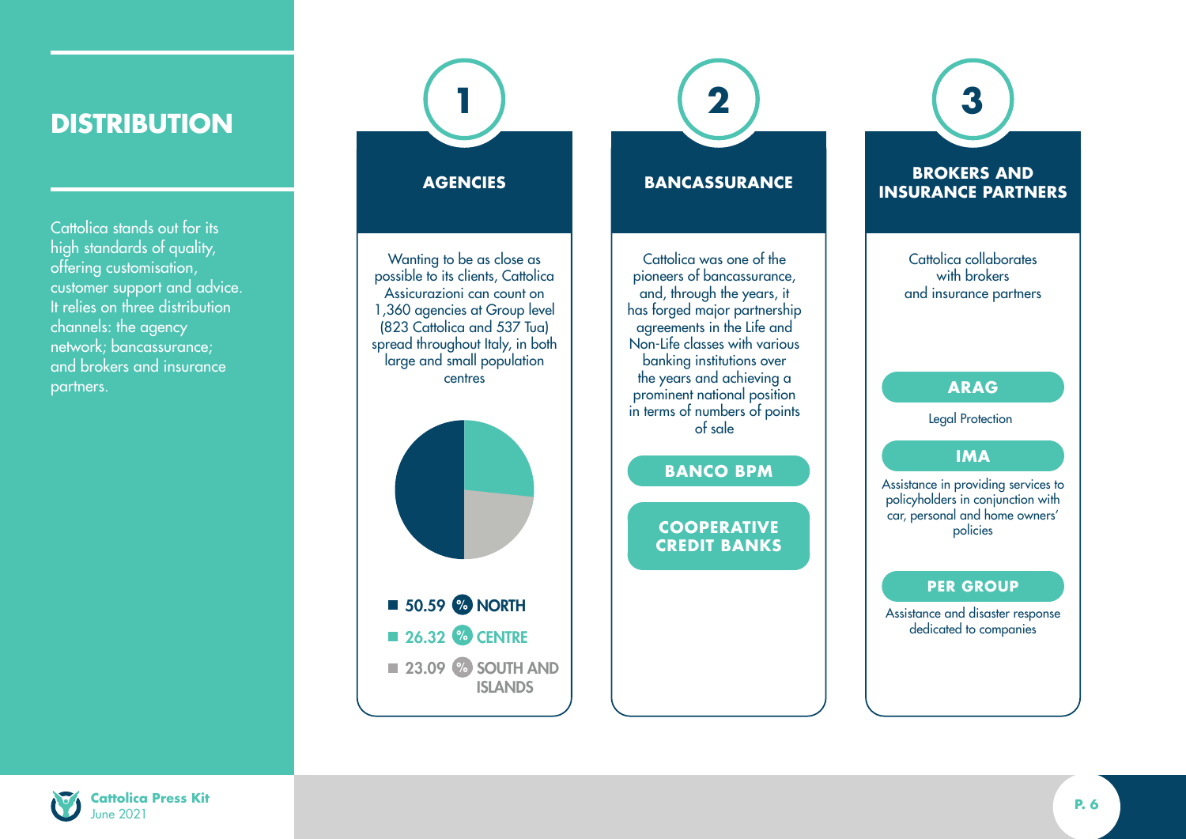# DISTRIBUTION

Cattolica stands out for its high standards of quality, offering customisation, customer support and advice. It relies on three distribution channels: the agency network; bancassurance; and brokers and insurance partners.

## 1 AGENCIES

Wanting to be as close as possible to its clients, Cattolica Assicurazioni can count on 1,360 agencies at Group level (823 Cattolica and 537 Tua) spread throughout Italy, in both large and small population centres

- 50.59 % NORTH
- 26.32 % CENTRE
- 23.09 % SOUTH AND ISLANDS

## 2 BANCASSURANCE

Cattolica was one of the pioneers of bancassurance, and, through the years, it has forged major partnership agreements in the Life and Non-Life classes with various banking institutions over the years and achieving a prominent national position in terms of numbers of points of sale

- **BANCO BPM**
- **COOPERATIVE CREDIT BANKS**

## 3 BROKERS AND INSURANCE PARTNERS

Cattolica collaborates with brokers and insurance partners

**ARAG**

Legal Protection

**IMA**

Assistance in providing services to policyholders in conjunction with car, personal and home owners' policies

**PER GROUP**

Assistance and disaster response dedicated to companies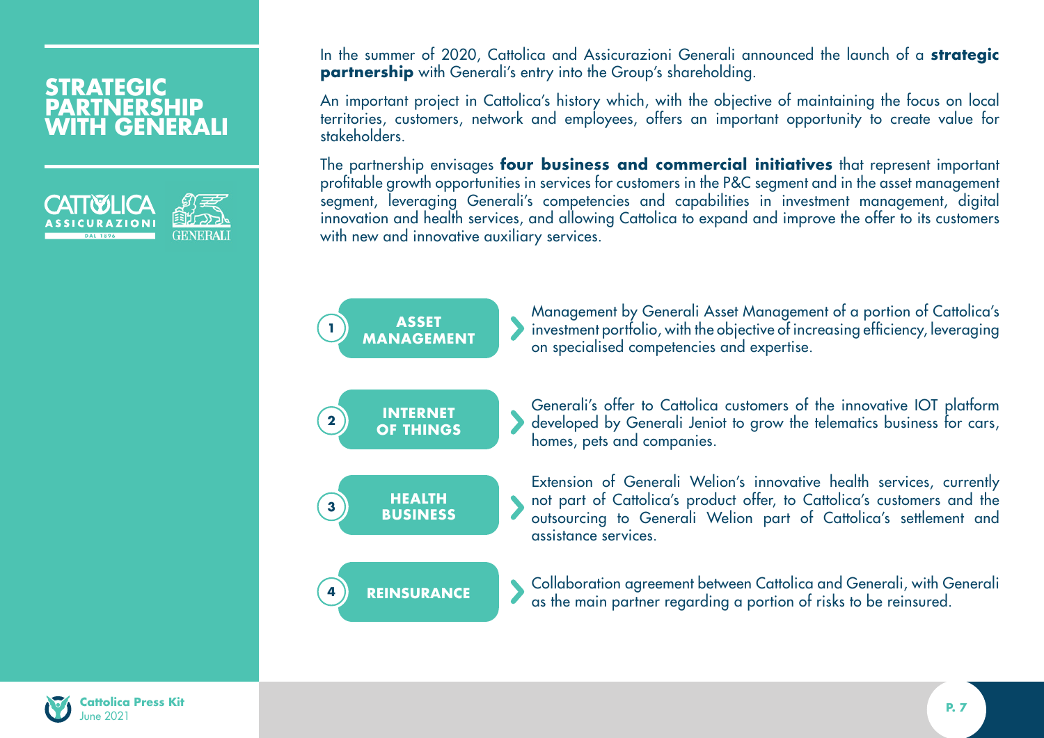# STRATEGIC PARTNERSHIP WITH GENERALI

In the summer of 2020, Cattolica and Assicurazioni Generali announced the launch of a **strategic partnership** with Generali's entry into the Group's shareholding.

An important project in Cattolica's history which, with the objective of maintaining the focus on local territories, customers, network and employees, offers an important opportunity to create value for stakeholders.

The partnership envisages **four business and commercial initiatives** that represent important profitable growth opportunities in services for customers in the P&C segment and in the asset management segment, leveraging Generali's competencies and capabilities in investment management, digital innovation and health services, and allowing Cattolica to expand and improve the offer to its customers with new and innovative auxiliary services.

1. **ASSET MANAGEMENT** – Management by Generali Asset Management of a portion of Cattolica's investment portfolio, with the objective of increasing efficiency, leveraging on specialised competencies and expertise.

2. **INTERNET OF THINGS** – Generali's offer to Cattolica customers of the innovative IOT platform developed by Generali Jeniot to grow the telematics business for cars, homes, pets and companies.

3. **HEALTH BUSINESS** – Extension of Generali Welion's innovative health services, currently not part of Cattolica's product offer, to Cattolica's customers and the outsourcing to Generali Welion part of Cattolica's settlement and assistance services.

4. **REINSURANCE** – Collaboration agreement between Cattolica and Generali, with Generali as the main partner regarding a portion of risks to be reinsured.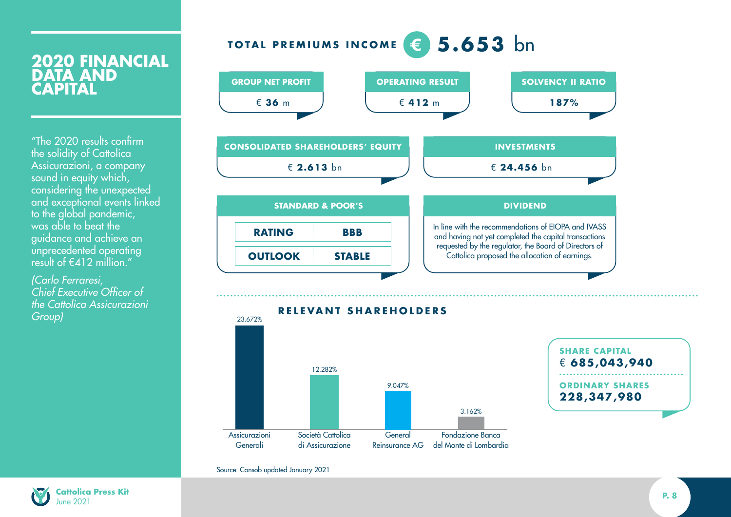# 2020 FINANCIAL DATA AND CAPITAL

"The 2020 results confirm the solidity of Cattolica Assicurazioni, a company sound in equity which, considering the unexpected and exceptional events linked to the global pandemic, was able to beat the guidance and achieve an unprecedented operating result of €412 million."

*(Carlo Ferraresi, Chief Executive Officer of the Cattolica Assicurazioni Group)*

## TOTAL PREMIUMS INCOME € **5.653** bn

**GROUP NET PROFIT**
€ **36** m

**OPERATING RESULT**
€ **412** m

**SOLVENCY II RATIO**
**187%**

**CONSOLIDATED SHAREHOLDERS' EQUITY**
€ **2.613** bn

**INVESTMENTS**
€ **24.456** bn

**STANDARD & POOR'S**

| RATING | BBB |
|---|---|
| OUTLOOK | STABLE |

**DIVIDEND**

In line with the recommendations of EIOPA and IVASS and having not yet completed the capital transactions requested by the regulator, the Board of Directors of Cattolica proposed the allocation of earnings.

## RELEVANT SHAREHOLDERS

| Shareholder | % |
|---|---|
| Assicurazioni Generali | 23.672% |
| Società Cattolica di Assicurazione | 12.282% |
| General Reinsurance AG | 9.047% |
| Fondazione Banca del Monte di Lombardia | 3.162% |

**SHARE CAPITAL**
€ **685,043,940**

**ORDINARY SHARES**
**228,347,980**

Source: Consob updated January 2021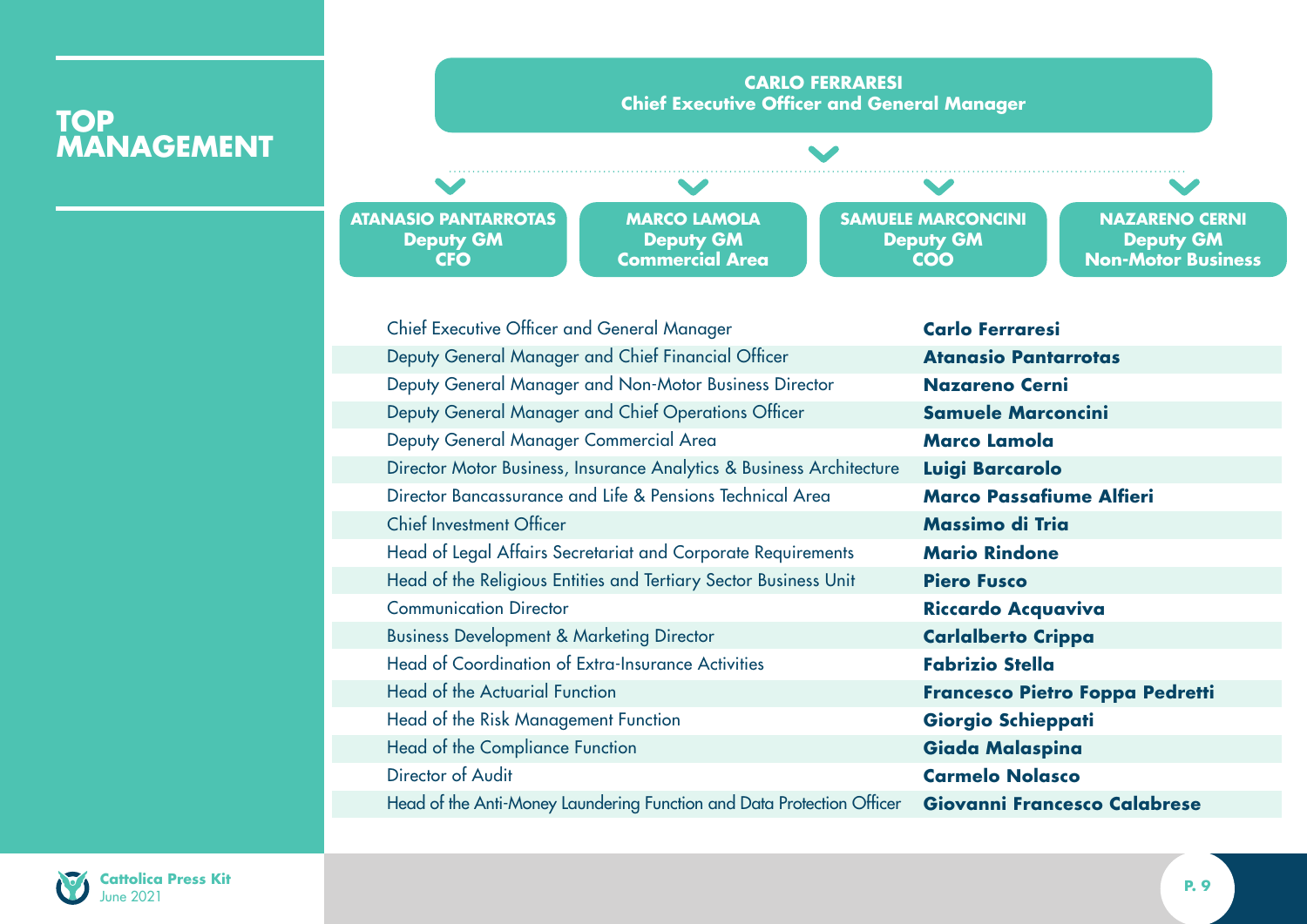# TOP MANAGEMENT

**CARLO FERRARESI**
**Chief Executive Officer and General Manager**

- **ATANASIO PANTARROTAS** — **Deputy GM** — **CFO**
- **MARCO LAMOLA** — **Deputy GM** — **Commercial Area**
- **SAMUELE MARCONCINI** — **Deputy GM** — **COO**
- **NAZARENO CERNI** — **Deputy GM** — **Non-Motor Business**

| Role | Name |
|---|---|
| Chief Executive Officer and General Manager | **Carlo Ferraresi** |
| Deputy General Manager and Chief Financial Officer | **Atanasio Pantarrotas** |
| Deputy General Manager and Non-Motor Business Director | **Nazareno Cerni** |
| Deputy General Manager and Chief Operations Officer | **Samuele Marconcini** |
| Deputy General Manager Commercial Area | **Marco Lamola** |
| Director Motor Business, Insurance Analytics & Business Architecture | **Luigi Barcarolo** |
| Director Bancassurance and Life & Pensions Technical Area | **Marco Passafiume Alfieri** |
| Chief Investment Officer | **Massimo di Tria** |
| Head of Legal Affairs Secretariat and Corporate Requirements | **Mario Rindone** |
| Head of the Religious Entities and Tertiary Sector Business Unit | **Piero Fusco** |
| Communication Director | **Riccardo Acquaviva** |
| Business Development & Marketing Director | **Carlalberto Crippa** |
| Head of Coordination of Extra-Insurance Activities | **Fabrizio Stella** |
| Head of the Actuarial Function | **Francesco Pietro Foppa Pedretti** |
| Head of the Risk Management Function | **Giorgio Schieppati** |
| Head of the Compliance Function | **Giada Malaspina** |
| Director of Audit | **Carmelo Nolasco** |
| Head of the Anti-Money Laundering Function and Data Protection Officer | **Giovanni Francesco Calabrese** |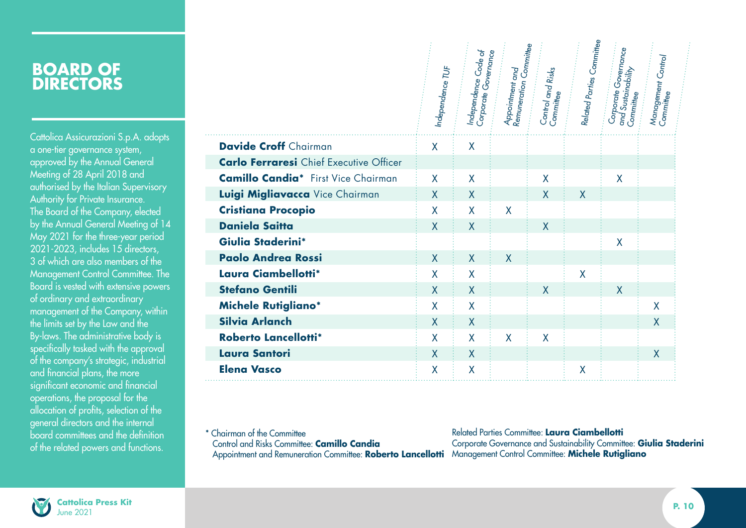# BOARD OF DIRECTORS

Cattolica Assicurazioni S.p.A. adopts a one-tier governance system, approved by the Annual General Meeting of 28 April 2018 and authorised by the Italian Supervisory Authority for Private Insurance. The Board of the Company, elected by the Annual General Meeting of 14 May 2021 for the three-year period 2021-2023, includes 15 directors, 3 of which are also members of the Management Control Committee. The Board is vested with extensive powers of ordinary and extraordinary management of the Company, within the limits set by the Law and the By-laws. The administrative body is specifically tasked with the approval of the company's strategic, industrial and financial plans, the more significant economic and financial operations, the proposal for the allocation of profits, selection of the general directors and the internal board committees and the definition of the related powers and functions.

| | *Independence TUF* | *Independence Code of Corporate Governance* | *Appointment and Remuneration Committee* | *Control and Risks Committee* | *Related Parties Committee* | *Corporate Governance and Sustainability Committee* | *Management Control Committee* |
|---|---|---|---|---|---|---|---|
| **Davide Croff** Chairman | X | X | | | | | |
| **Carlo Ferraresi** Chief Executive Officer | | | | | | | |
| **Camillo Candia*** First Vice Chairman | X | X | | X | | X | |
| **Luigi Migliavacca** Vice Chairman | X | X | | X | X | | |
| **Cristiana Procopio** | X | X | X | | | | |
| **Daniela Saitta** | X | X | | X | | | |
| **Giulia Staderini*** | | | | | | X | |
| **Paolo Andrea Rossi** | X | X | X | | | | |
| **Laura Ciambellotti*** | X | X | | | X | | |
| **Stefano Gentili** | X | X | | X | | X | |
| **Michele Rutigliano*** | X | X | | | | | X |
| **Silvia Arlanch** | X | X | | | | | X |
| **Roberto Lancellotti*** | X | X | X | X | | | |
| **Laura Santori** | X | X | | | | | X |
| **Elena Vasco** | X | X | | | X | | |

\* Chairman of the Committee
Control and Risks Committee: **Camillo Candia**
Appointment and Remuneration Committee: **Roberto Lancellotti**
Related Parties Committee: **Laura Ciambellotti**
Corporate Governance and Sustainability Committee: **Giulia Staderini**
Management Control Committee: **Michele Rutigliano**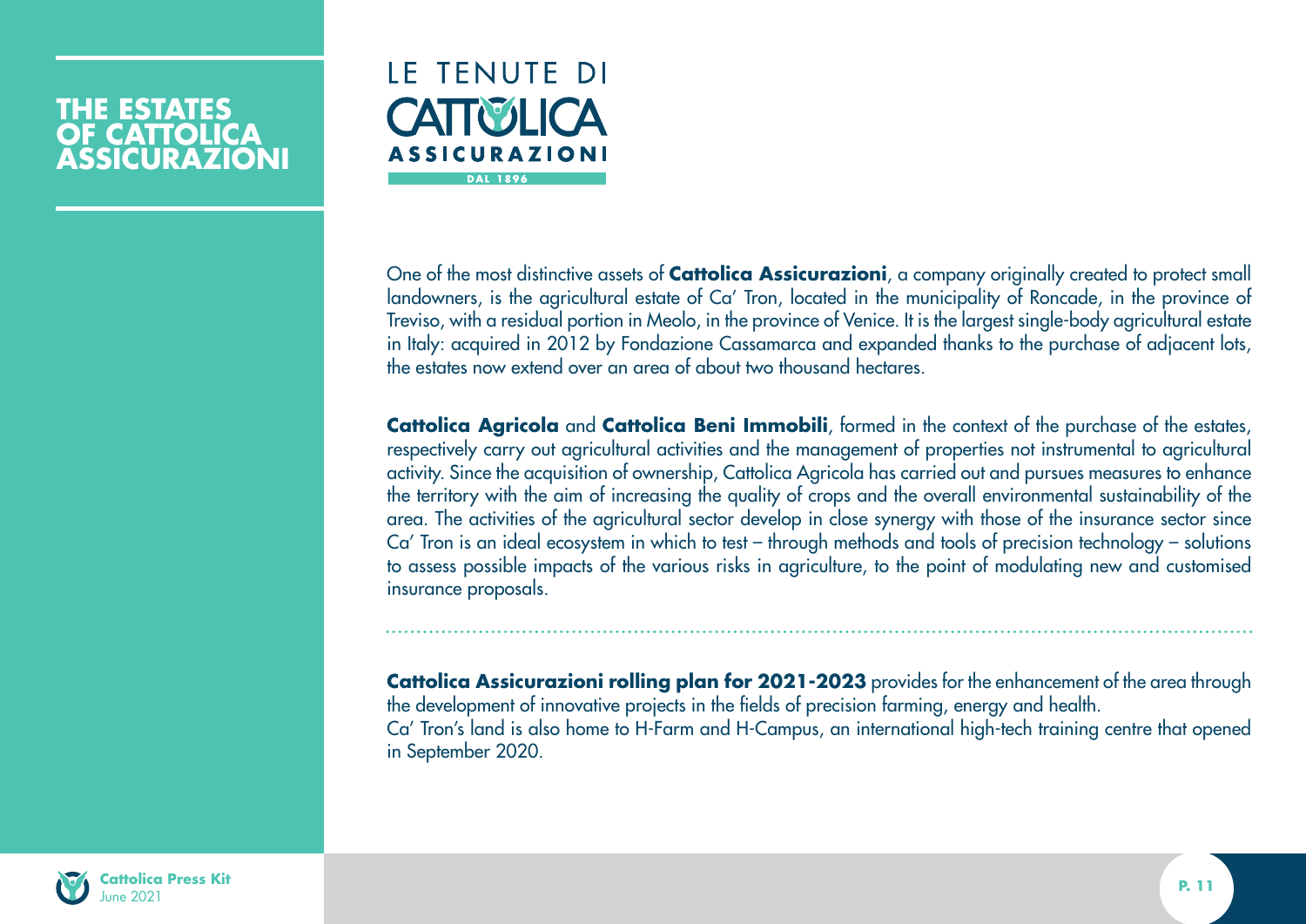# THE ESTATES OF CATTOLICA ASSICURAZIONI

LE TENUTE DI CATTOLICA ASSICURAZIONI DAL 1896

One of the most distinctive assets of **Cattolica Assicurazioni**, a company originally created to protect small landowners, is the agricultural estate of Ca' Tron, located in the municipality of Roncade, in the province of Treviso, with a residual portion in Meolo, in the province of Venice. It is the largest single-body agricultural estate in Italy: acquired in 2012 by Fondazione Cassamarca and expanded thanks to the purchase of adjacent lots, the estates now extend over an area of about two thousand hectares.

**Cattolica Agricola** and **Cattolica Beni Immobili**, formed in the context of the purchase of the estates, respectively carry out agricultural activities and the management of properties not instrumental to agricultural activity. Since the acquisition of ownership, Cattolica Agricola has carried out and pursues measures to enhance the territory with the aim of increasing the quality of crops and the overall environmental sustainability of the area. The activities of the agricultural sector develop in close synergy with those of the insurance sector since Ca' Tron is an ideal ecosystem in which to test – through methods and tools of precision technology – solutions to assess possible impacts of the various risks in agriculture, to the point of modulating new and customised insurance proposals.

---

**Cattolica Assicurazioni rolling plan for 2021-2023** provides for the enhancement of the area through the development of innovative projects in the fields of precision farming, energy and health.
Ca' Tron's land is also home to H-Farm and H-Campus, an international high-tech training centre that opened in September 2020.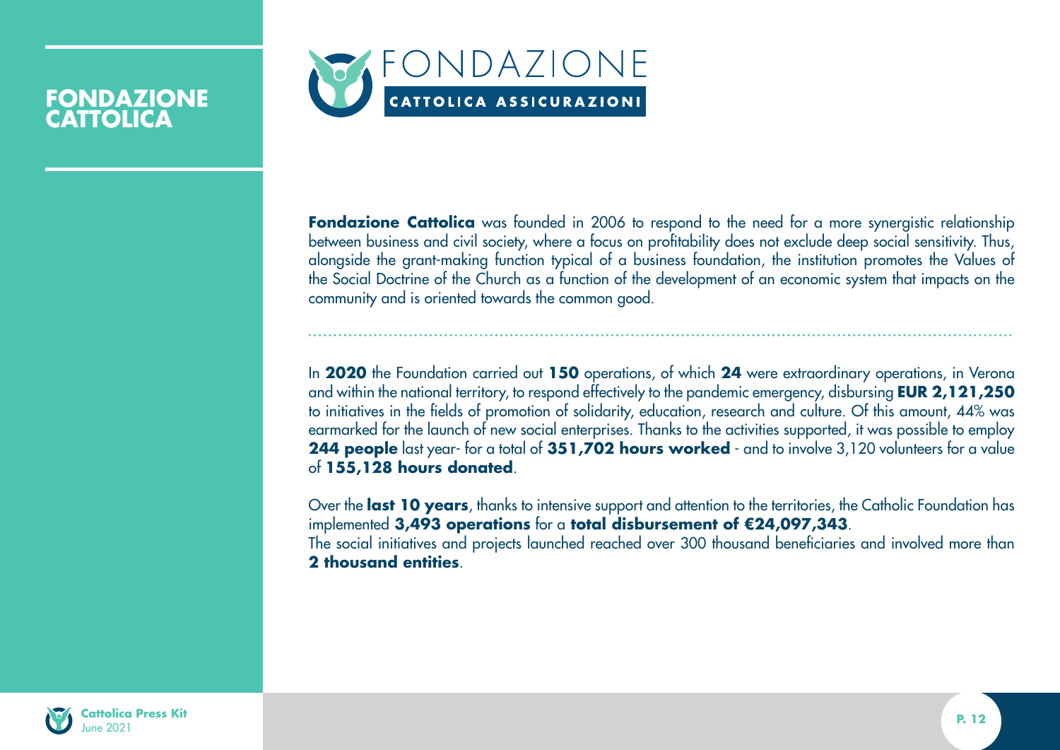# FONDAZIONE CATTOLICA

FONDAZIONE
CATTOLICA ASSICURAZIONI

**Fondazione Cattolica** was founded in 2006 to respond to the need for a more synergistic relationship between business and civil society, where a focus on profitability does not exclude deep social sensitivity. Thus, alongside the grant-making function typical of a business foundation, the institution promotes the Values of the Social Doctrine of the Church as a function of the development of an economic system that impacts on the community and is oriented towards the common good.

---

In **2020** the Foundation carried out **150** operations, of which **24** were extraordinary operations, in Verona and within the national territory, to respond effectively to the pandemic emergency, disbursing **EUR 2,121,250** to initiatives in the fields of promotion of solidarity, education, research and culture. Of this amount, 44% was earmarked for the launch of new social enterprises. Thanks to the activities supported, it was possible to employ **244 people** last year- for a total of **351,702 hours worked** - and to involve 3,120 volunteers for a value of **155,128 hours donated**.

Over the **last 10 years**, thanks to intensive support and attention to the territories, the Catholic Foundation has implemented **3,493 operations** for a **total disbursement of €24,097,343**.
The social initiatives and projects launched reached over 300 thousand beneficiaries and involved more than **2 thousand entities**.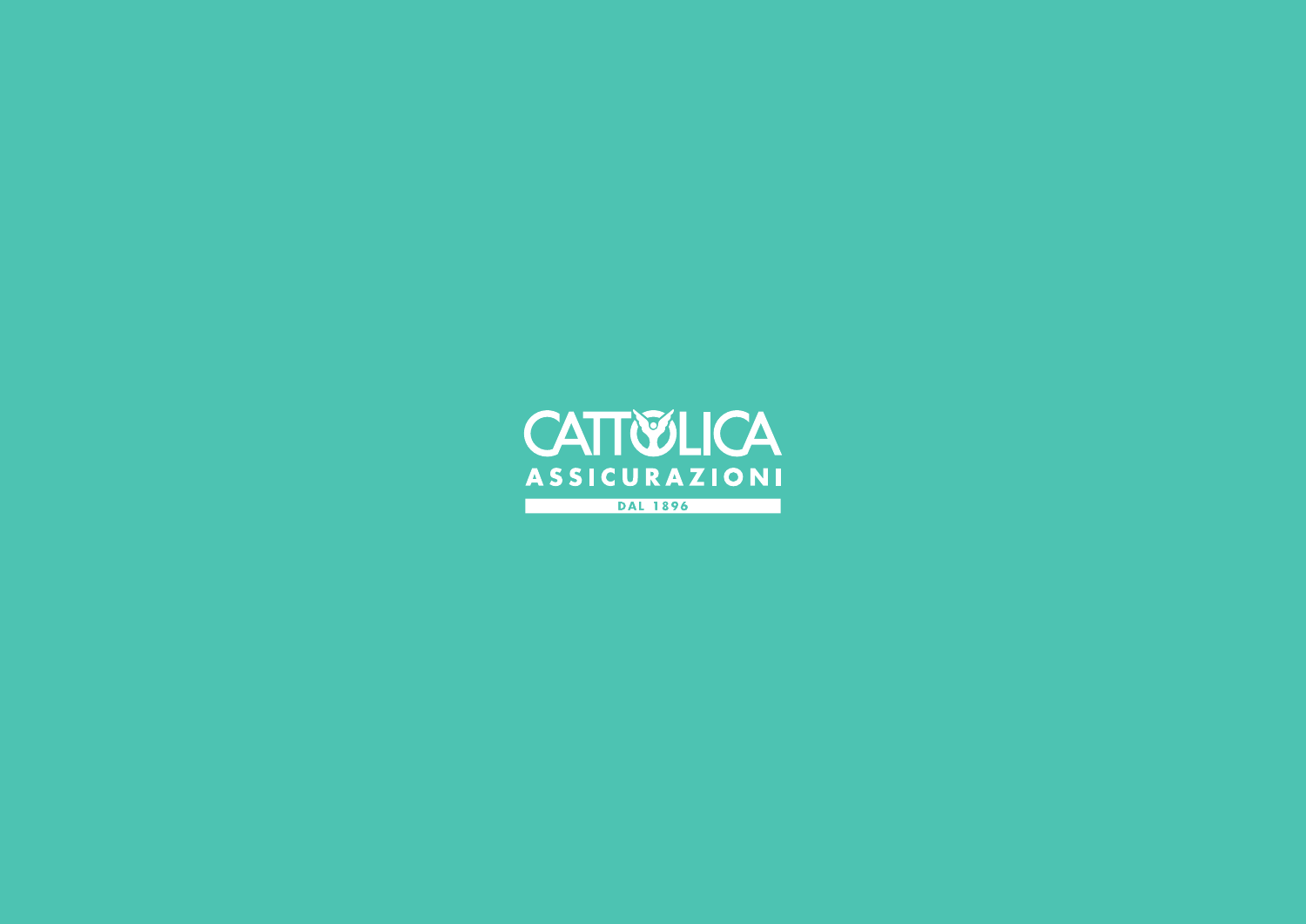CATTOLICA

ASSICURAZIONI

DAL 1896